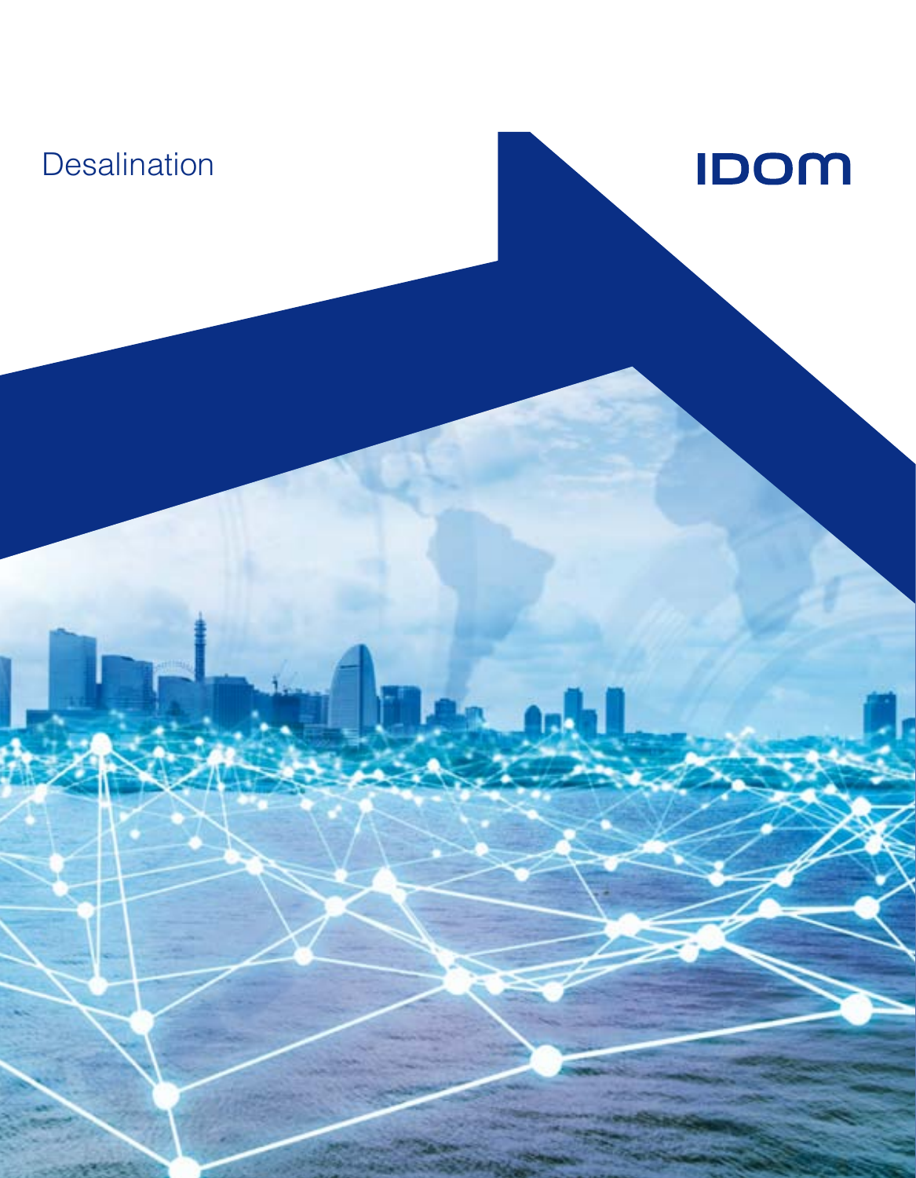# Desalination

IDOM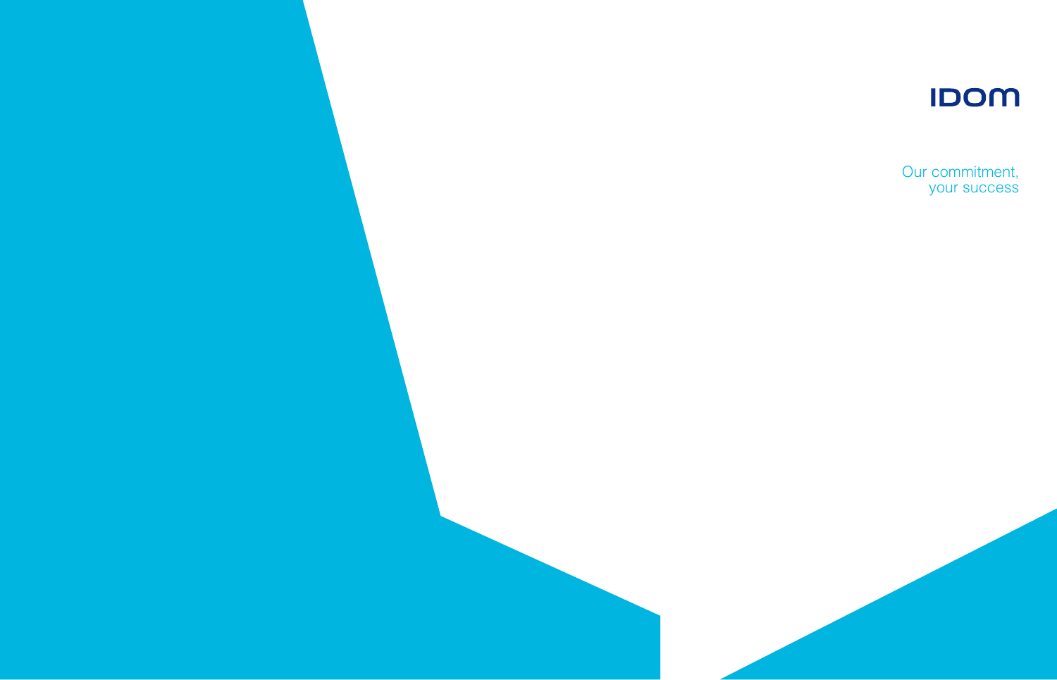IDOM

Our commitment,
your success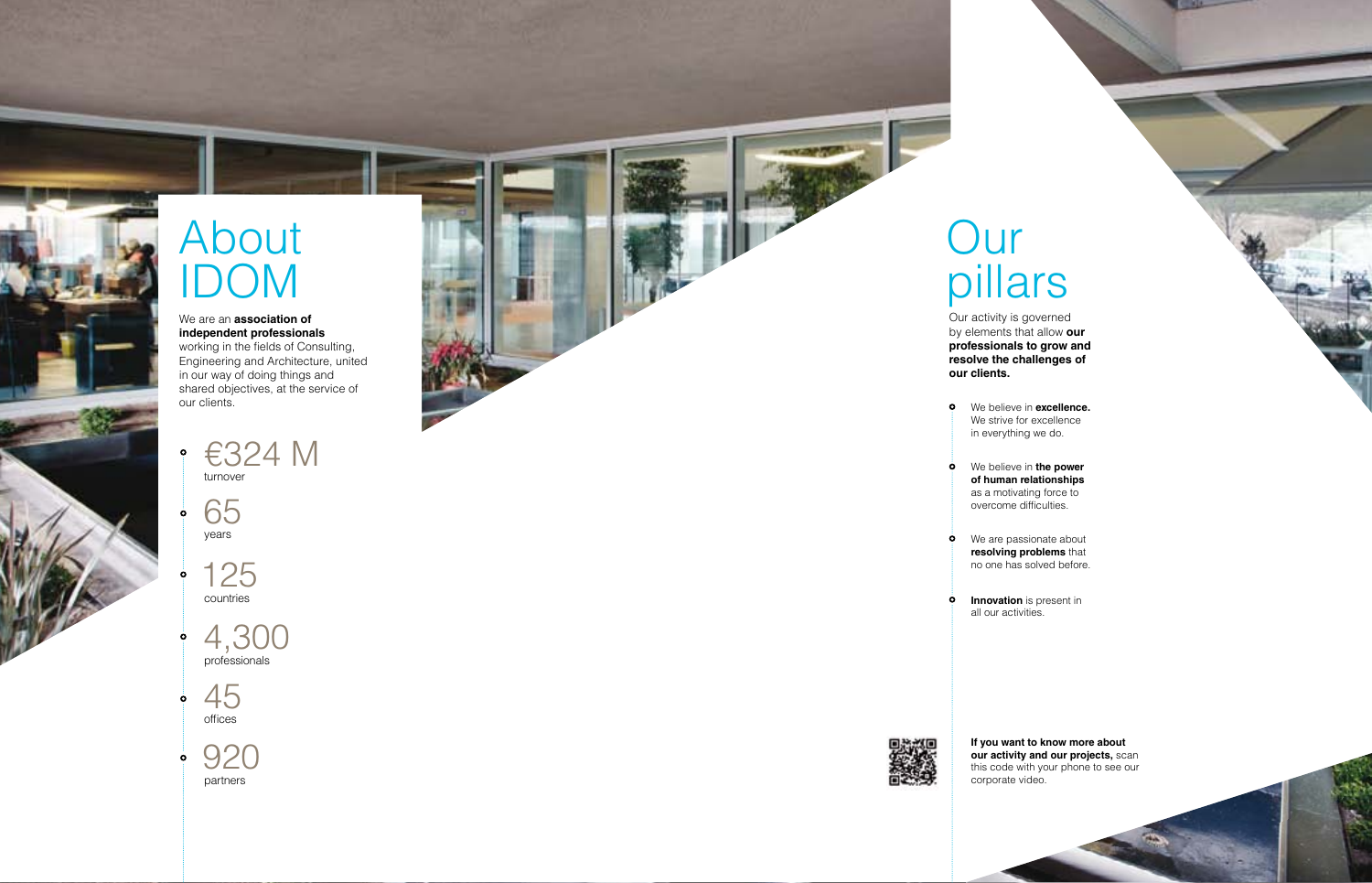# About IDOM

We are an **association of independent professionals** working in the fields of Consulting, Engineering and Architecture, united in our way of doing things and shared objectives, at the service of our clients.

- €324 M
  turnover
- 65
  years
- 125
  countries
- 4,300
  professionals
- 45
  offices
- 920
  partners

# Our pillars

Our activity is governed by elements that allow **our professionals to grow and resolve the challenges of our clients.**

- We believe in **excellence.** We strive for excellence in everything we do.
- We believe in **the power of human relationships** as a motivating force to overcome difficulties.
- We are passionate about **resolving problems** that no one has solved before.
- **Innovation** is present in all our activities.

**If you want to know more about our activity and our projects,** scan this code with your phone to see our corporate video.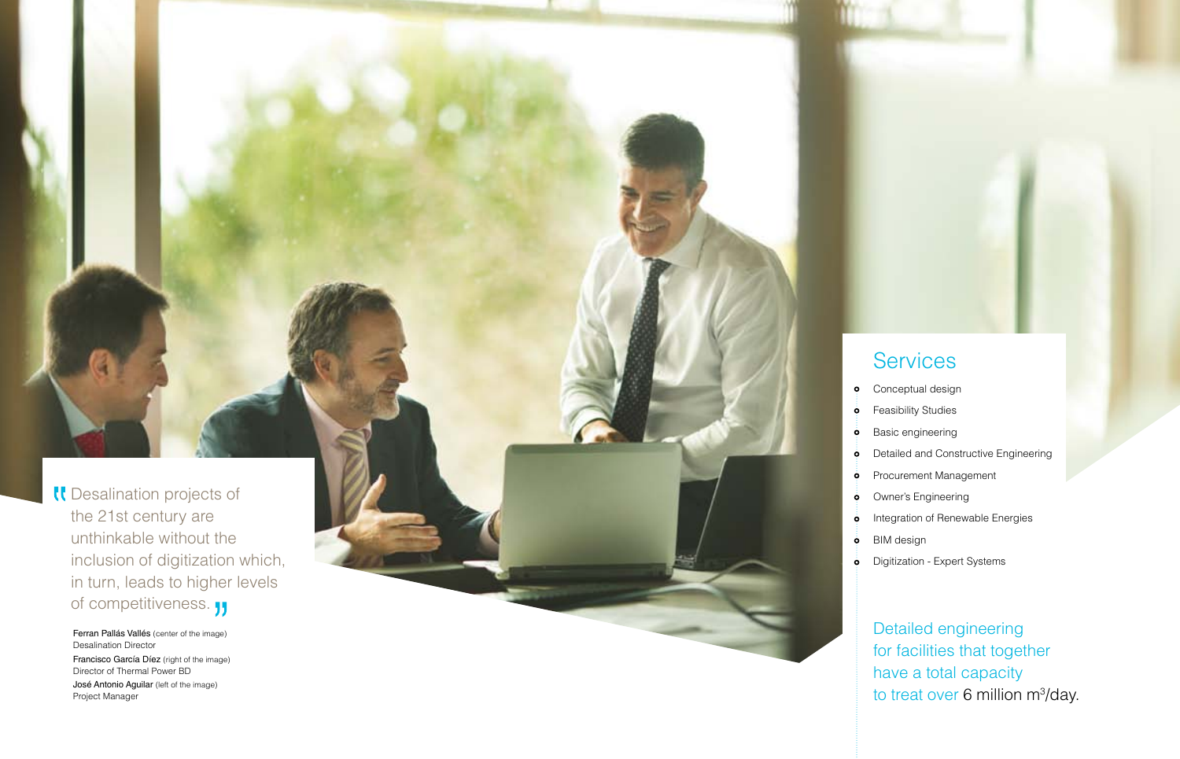> Desalination projects of the 21st century are unthinkable without the inclusion of digitization which, in turn, leads to higher levels of competitiveness.

Ferran Pallás Vallés (center of the image)
Desalination Director

Francisco García Díez (right of the image)
Director of Thermal Power BD

José Antonio Aguilar (left of the image)
Project Manager

## Services

- Conceptual design
- Feasibility Studies
- Basic engineering
- Detailed and Constructive Engineering
- Procurement Management
- Owner's Engineering
- Integration of Renewable Energies
- BIM design
- Digitization - Expert Systems

Detailed engineering for facilities that together have a total capacity to treat over 6 million $m^3$/day.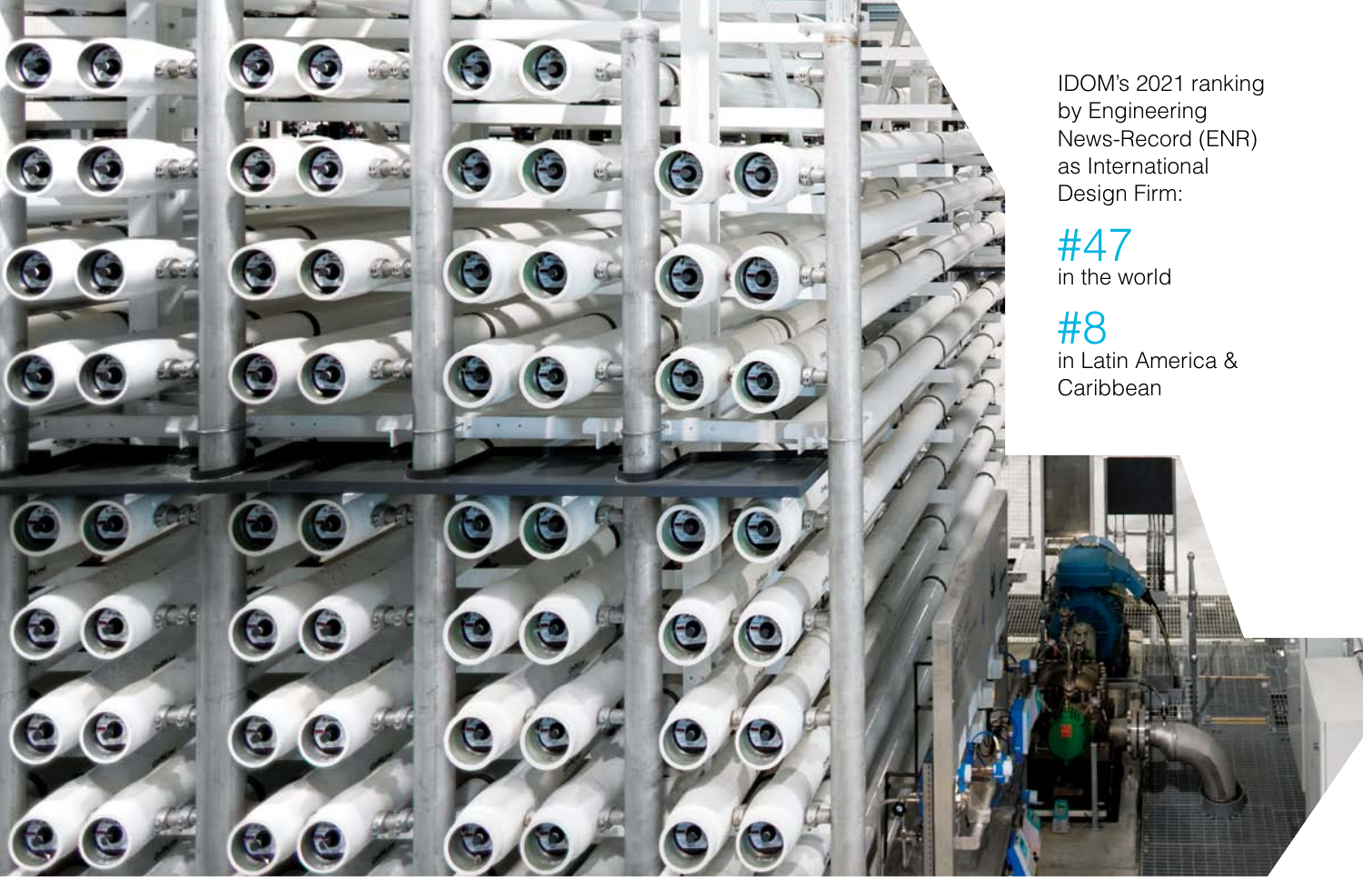IDOM's 2021 ranking by Engineering News-Record (ENR) as International Design Firm:

**#47**
in the world

**#8**
in Latin America & Caribbean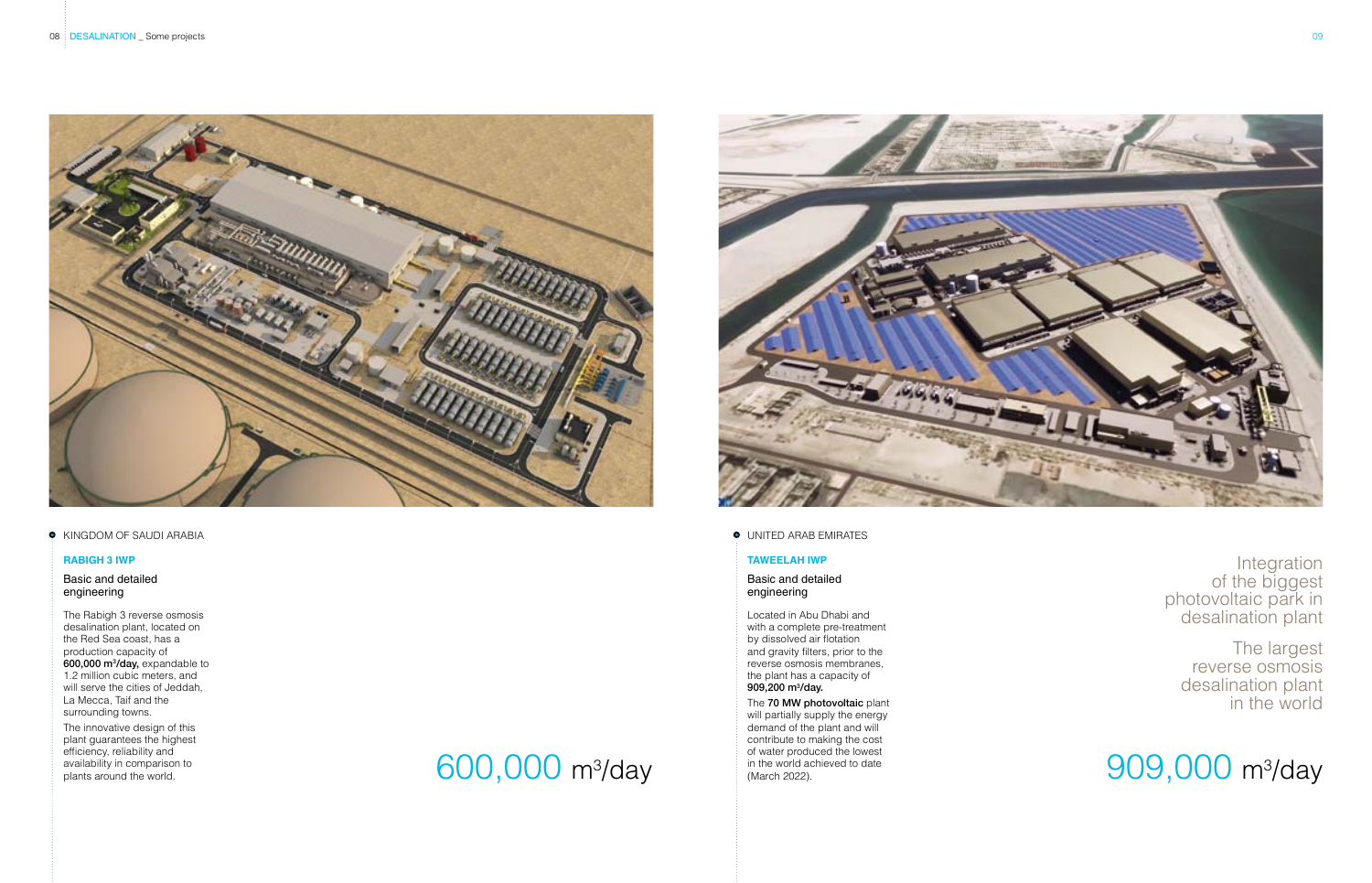KINGDOM OF SAUDI ARABIA

### RABIGH 3 IWP

Basic and detailed engineering

The Rabigh 3 reverse osmosis desalination plant, located on the Red Sea coast, has a production capacity of **600,000 m³/day,** expandable to 1.2 million cubic meters, and will serve the cities of Jeddah, La Mecca, Taif and the surrounding towns.

The innovative design of this plant guarantees the highest efficiency, reliability and availability in comparison to plants around the world.

600,000 m³/day

UNITED ARAB EMIRATES

### TAWEELAH IWP

Basic and detailed engineering

Located in Abu Dhabi and with a complete pre-treatment by dissolved air flotation and gravity filters, prior to the reverse osmosis membranes, the plant has a capacity of **909,200 m³/day.**

The **70 MW photovoltaic** plant will partially supply the energy demand of the plant and will contribute to making the cost of water produced the lowest in the world achieved to date (March 2022).

Integration of the biggest photovoltaic park in desalination plant

The largest reverse osmosis desalination plant in the world

909,000 m³/day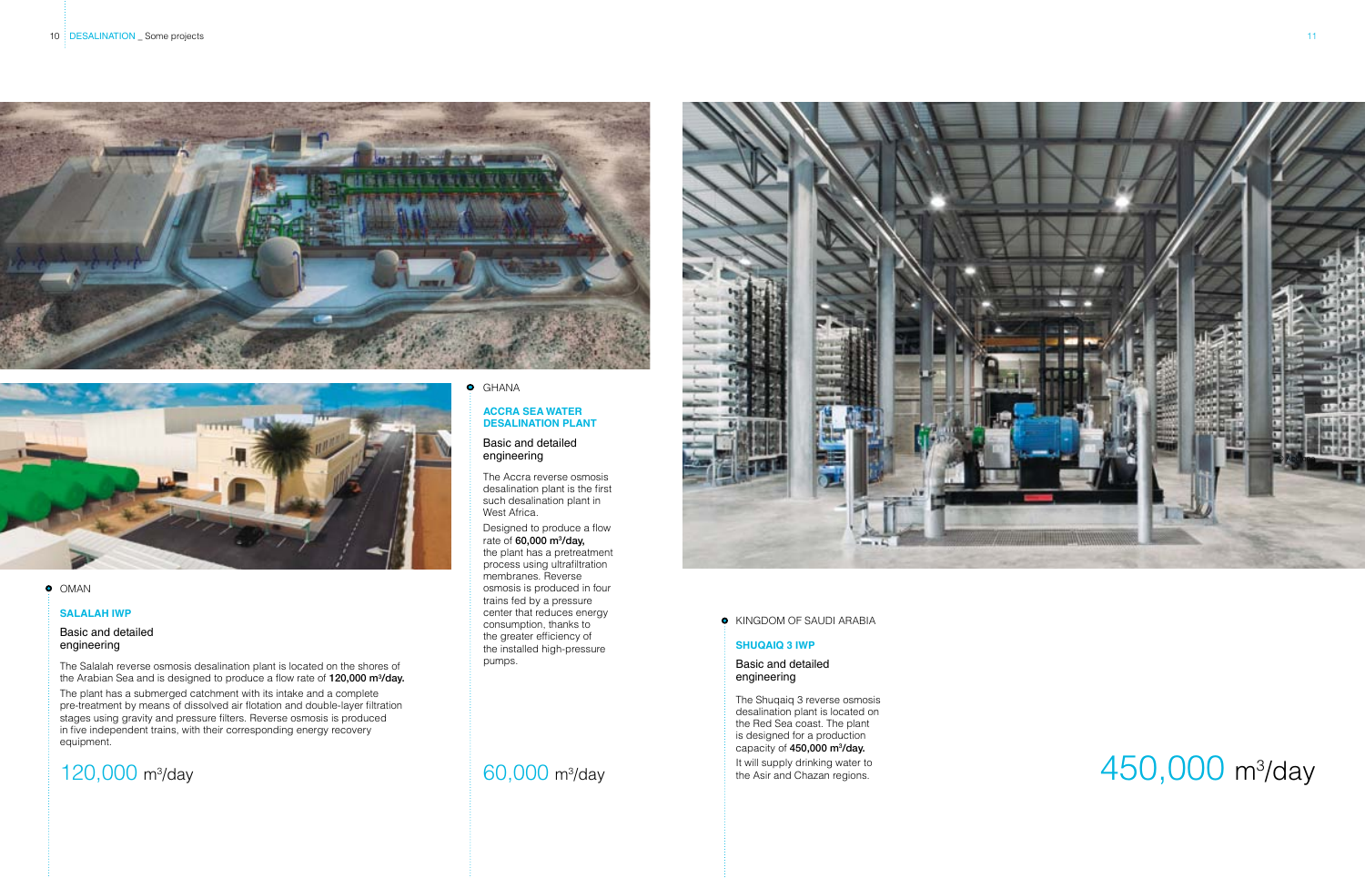OMAN

### SALALAH IWP

Basic and detailed engineering

The Salalah reverse osmosis desalination plant is located on the shores of the Arabian Sea and is designed to produce a flow rate of **120,000 m³/day.**

The plant has a submerged catchment with its intake and a complete pre-treatment by means of dissolved air flotation and double-layer filtration stages using gravity and pressure filters. Reverse osmosis is produced in five independent trains, with their corresponding energy recovery equipment.

120,000 m³/day

GHANA

### ACCRA SEA WATER DESALINATION PLANT

Basic and detailed engineering

The Accra reverse osmosis desalination plant is the first such desalination plant in West Africa.

Designed to produce a flow rate of **60,000 m³/day,** the plant has a pretreatment process using ultrafiltration membranes. Reverse osmosis is produced in four trains fed by a pressure center that reduces energy consumption, thanks to the greater efficiency of the installed high-pressure pumps.

60,000 m³/day

KINGDOM OF SAUDI ARABIA

### SHUQAIQ 3 IWP

Basic and detailed engineering

The Shuqaiq 3 reverse osmosis desalination plant is located on the Red Sea coast. The plant is designed for a production capacity of **450,000 m³/day.**

It will supply drinking water to the Asir and Chazan regions.

450,000 m³/day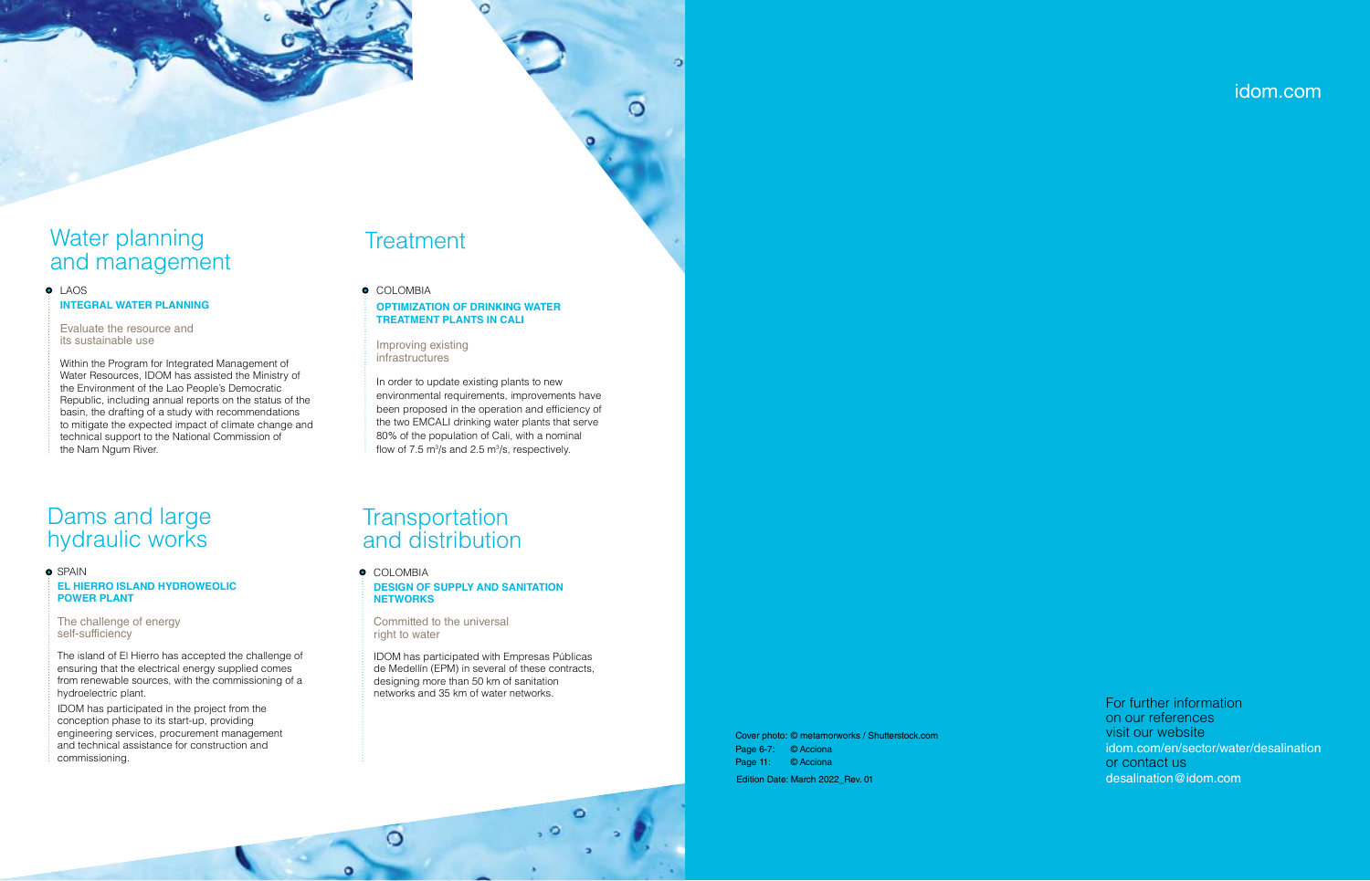## Water planning and management

LAOS

**INTEGRAL WATER PLANNING**

Evaluate the resource and its sustainable use

Within the Program for Integrated Management of Water Resources, IDOM has assisted the Ministry of the Environment of the Lao People's Democratic Republic, including annual reports on the status of the basin, the drafting of a study with recommendations to mitigate the expected impact of climate change and technical support to the National Commission of the Nam Ngum River.

## Dams and large hydraulic works

SPAIN

**EL HIERRO ISLAND HYDROWEOLIC POWER PLANT**

The challenge of energy self-sufficiency

The island of El Hierro has accepted the challenge of ensuring that the electrical energy supplied comes from renewable sources, with the commissioning of a hydroelectric plant.

IDOM has participated in the project from the conception phase to its start-up, providing engineering services, procurement management and technical assistance for construction and commissioning.

## Treatment

COLOMBIA

**OPTIMIZATION OF DRINKING WATER TREATMENT PLANTS IN CALI**

Improving existing infrastructures

In order to update existing plants to new environmental requirements, improvements have been proposed in the operation and efficiency of the two EMCALI drinking water plants that serve 80% of the population of Cali, with a nominal flow of 7.5 $m^3/s$ and 2.5 $m^3/s$, respectively.

## Transportation and distribution

COLOMBIA

**DESIGN OF SUPPLY AND SANITATION NETWORKS**

Committed to the universal right to water

IDOM has participated with Empresas Públicas de Medellín (EPM) in several of these contracts, designing more than 50 km of sanitation networks and 35 km of water networks.

Cover photo: © metamorworks / Shutterstock.com
Page 6-7: © Acciona
Page 11: © Acciona

Edition Date: March 2022_Rev. 01

idom.com

For further information on our references visit our website
idom.com/en/sector/water/desalination
or contact us
desalination@idom.com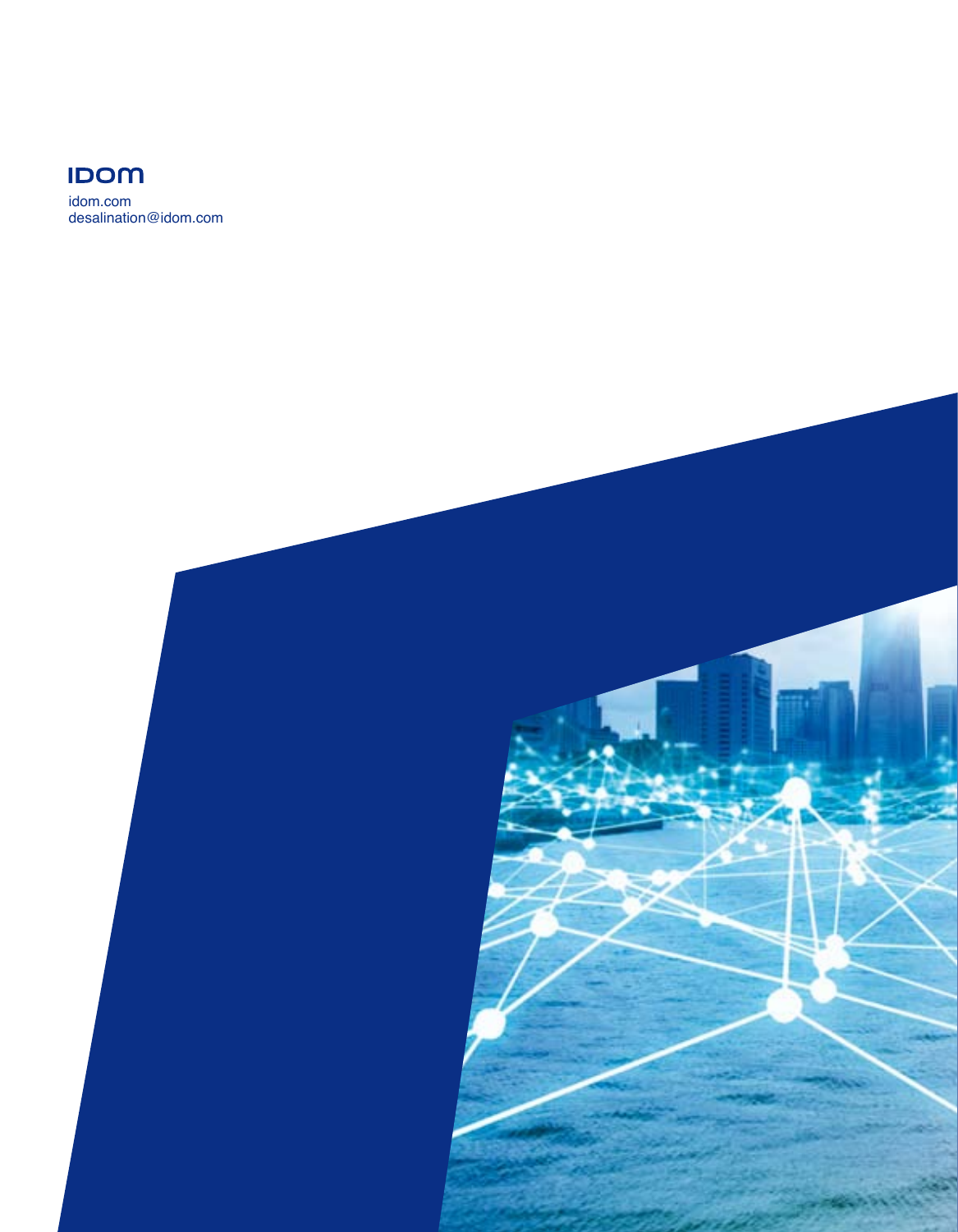IDOM

idom.com
desalination@idom.com